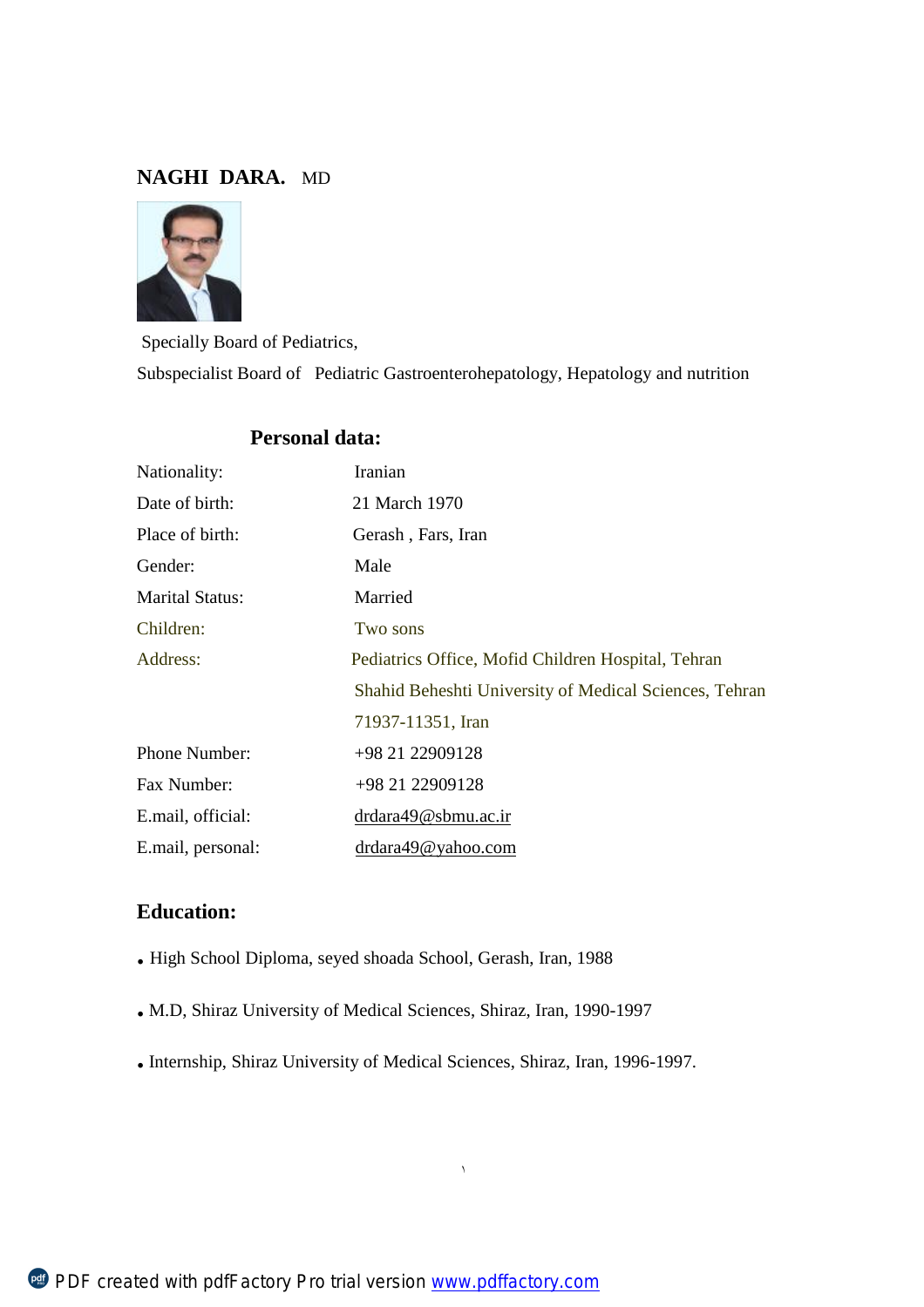# NAGHI DARA. MD

Specially Board of Pediatrics,

Subspecialist Board of Pediatric Gastroenterohepatology, Hepatology and nutrition

## Personal data:

| | |
|---|---|
| Nationality: | Iranian |
| Date of birth: | 21 March 1970 |
| Place of birth: | Gerash , Fars, Iran |
| Gender: | Male |
| Marital Status: | Married |
| Children: | Two sons |
| Address: | Pediatrics Office, Mofid Children Hospital, Tehran<br>Shahid Beheshti University of Medical Sciences, Tehran<br>71937-11351, Iran |
| Phone Number: | +98 21 22909128 |
| Fax Number: | +98 21 22909128 |
| E.mail, official: | drdara49@sbmu.ac.ir |
| E.mail, personal: | drdara49@yahoo.com |

## Education:

- High School Diploma, seyed shoada School, Gerash, Iran, 1988
- M.D, Shiraz University of Medical Sciences, Shiraz, Iran, 1990-1997
- Internship, Shiraz University of Medical Sciences, Shiraz, Iran, 1996-1997.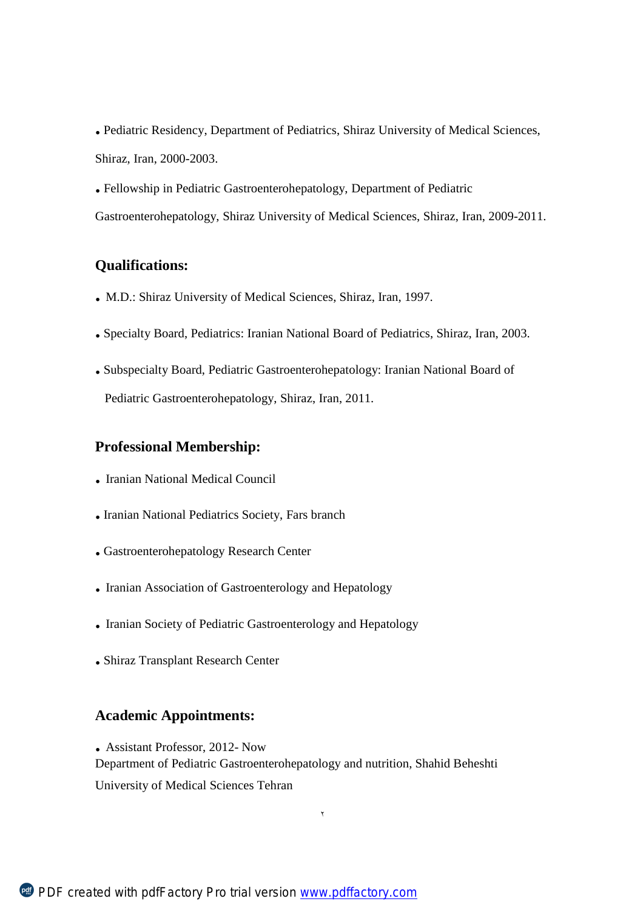- Pediatric Residency, Department of Pediatrics, Shiraz University of Medical Sciences, Shiraz, Iran, 2000-2003.
- Fellowship in Pediatric Gastroenterohepatology, Department of Pediatric Gastroenterohepatology, Shiraz University of Medical Sciences, Shiraz, Iran, 2009-2011.

## Qualifications:

- M.D.: Shiraz University of Medical Sciences, Shiraz, Iran, 1997.
- Specialty Board, Pediatrics: Iranian National Board of Pediatrics, Shiraz, Iran, 2003.
- Subspecialty Board, Pediatric Gastroenterohepatology: Iranian National Board of Pediatric Gastroenterohepatology, Shiraz, Iran, 2011.

## Professional Membership:

- Iranian National Medical Council
- Iranian National Pediatrics Society, Fars branch
- Gastroenterohepatology Research Center
- Iranian Association of Gastroenterology and Hepatology
- Iranian Society of Pediatric Gastroenterology and Hepatology
- Shiraz Transplant Research Center

## Academic Appointments:

- Assistant Professor, 2012- Now
Department of Pediatric Gastroenterohepatology and nutrition, Shahid Beheshti University of Medical Sciences Tehran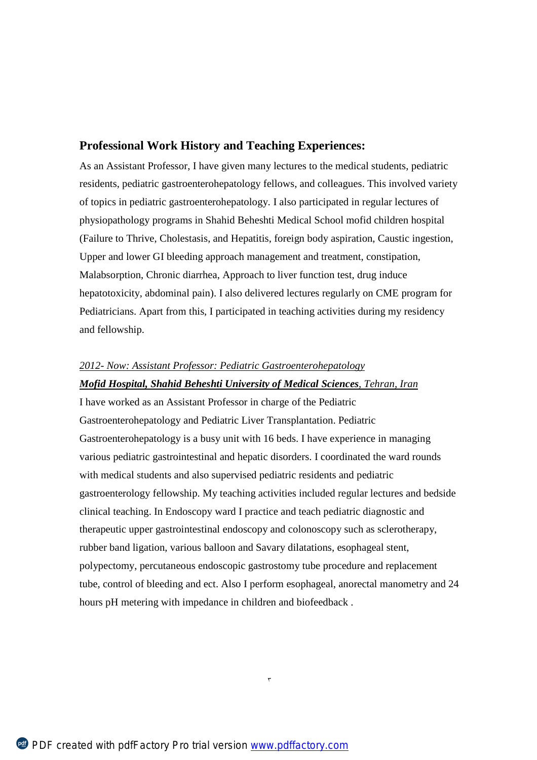## Professional Work History and Teaching Experiences:

As an Assistant Professor, I have given many lectures to the medical students, pediatric residents, pediatric gastroenterohepatology fellows, and colleagues. This involved variety of topics in pediatric gastroenterohepatology. I also participated in regular lectures of physiopathology programs in Shahid Beheshti Medical School mofid children hospital (Failure to Thrive, Cholestasis, and Hepatitis, foreign body aspiration, Caustic ingestion, Upper and lower GI bleeding approach management and treatment, constipation, Malabsorption, Chronic diarrhea, Approach to liver function test, drug induce hepatotoxicity, abdominal pain). I also delivered lectures regularly on CME program for Pediatricians. Apart from this, I participated in teaching activities during my residency and fellowship.

*2012- Now: Assistant Professor: Pediatric Gastroenterohepatology*

***Mofid Hospital, Shahid Beheshti University of Medical Sciences**, Tehran, Iran*

I have worked as an Assistant Professor in charge of the Pediatric Gastroenterohepatology and Pediatric Liver Transplantation. Pediatric Gastroenterohepatology is a busy unit with 16 beds. I have experience in managing various pediatric gastrointestinal and hepatic disorders. I coordinated the ward rounds with medical students and also supervised pediatric residents and pediatric gastroenterology fellowship. My teaching activities included regular lectures and bedside clinical teaching. In Endoscopy ward I practice and teach pediatric diagnostic and therapeutic upper gastrointestinal endoscopy and colonoscopy such as sclerotherapy, rubber band ligation, various balloon and Savary dilatations, esophageal stent, polypectomy, percutaneous endoscopic gastrostomy tube procedure and replacement tube, control of bleeding and ect. Also I perform esophageal, anorectal manometry and 24 hours pH metering with impedance in children and biofeedback .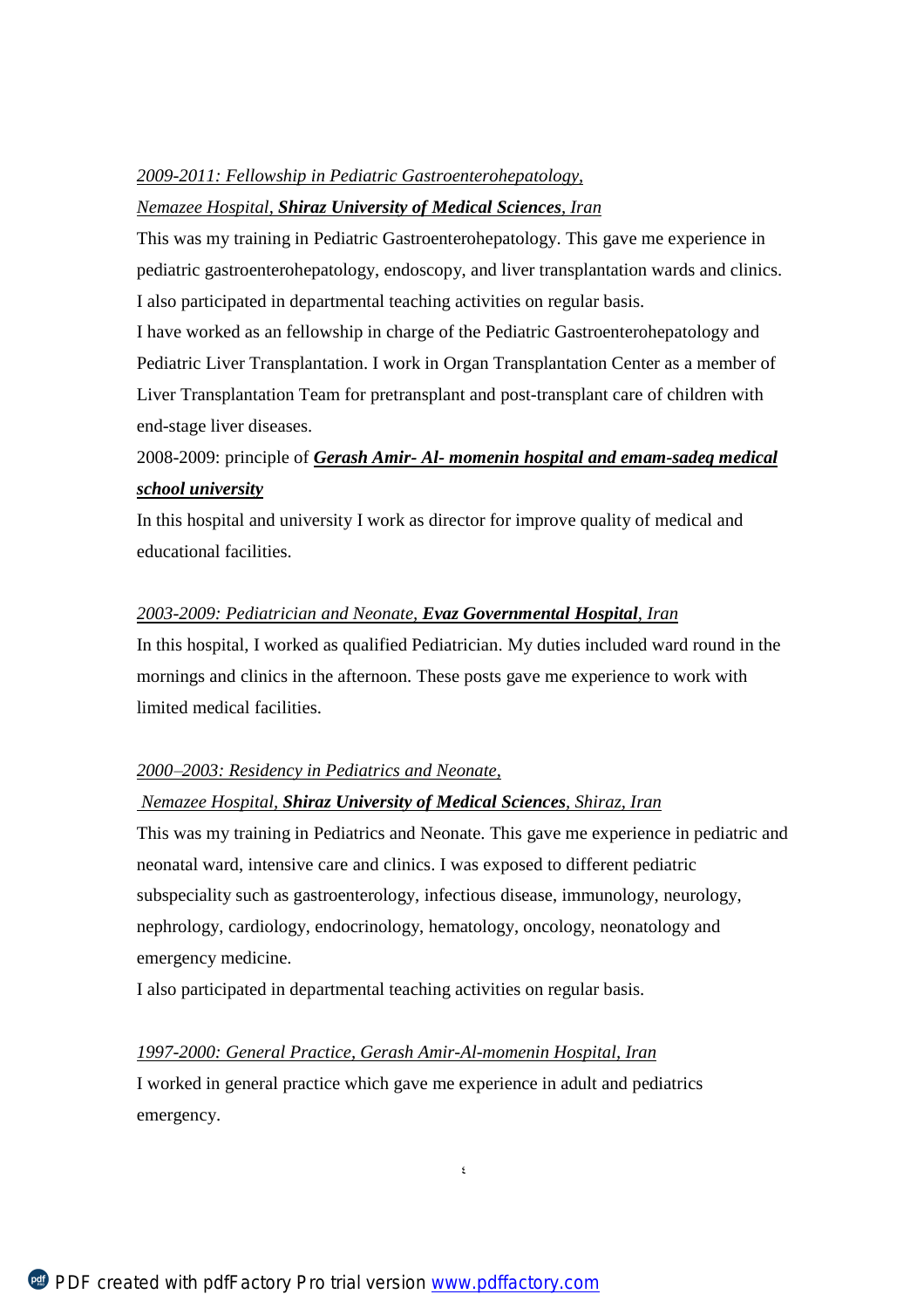*2009-2011: Fellowship in Pediatric Gastroenterohepatology,*
*Nemazee Hospital, **Shiraz University of Medical Sciences**, Iran*

This was my training in Pediatric Gastroenterohepatology. This gave me experience in pediatric gastroenterohepatology, endoscopy, and liver transplantation wards and clinics. I also participated in departmental teaching activities on regular basis.

I have worked as an fellowship in charge of the Pediatric Gastroenterohepatology and Pediatric Liver Transplantation. I work in Organ Transplantation Center as a member of Liver Transplantation Team for pretransplant and post-transplant care of children with end-stage liver diseases.

2008-2009: principle of ***Gerash Amir- Al- momenin hospital and emam-sadeq medical school university***

In this hospital and university I work as director for improve quality of medical and educational facilities.

*2003-2009: Pediatrician and Neonate, **Evaz Governmental Hospital**, Iran*

In this hospital, I worked as qualified Pediatrician. My duties included ward round in the mornings and clinics in the afternoon. These posts gave me experience to work with limited medical facilities.

*2000–2003: Residency in Pediatrics and Neonate,*
*Nemazee Hospital, **Shiraz University of Medical Sciences**, Shiraz, Iran*

This was my training in Pediatrics and Neonate. This gave me experience in pediatric and neonatal ward, intensive care and clinics. I was exposed to different pediatric subspeciality such as gastroenterology, infectious disease, immunology, neurology, nephrology, cardiology, endocrinology, hematology, oncology, neonatology and emergency medicine.

I also participated in departmental teaching activities on regular basis.

*1997-2000: General Practice, Gerash Amir-Al-momenin Hospital, Iran*

I worked in general practice which gave me experience in adult and pediatrics emergency.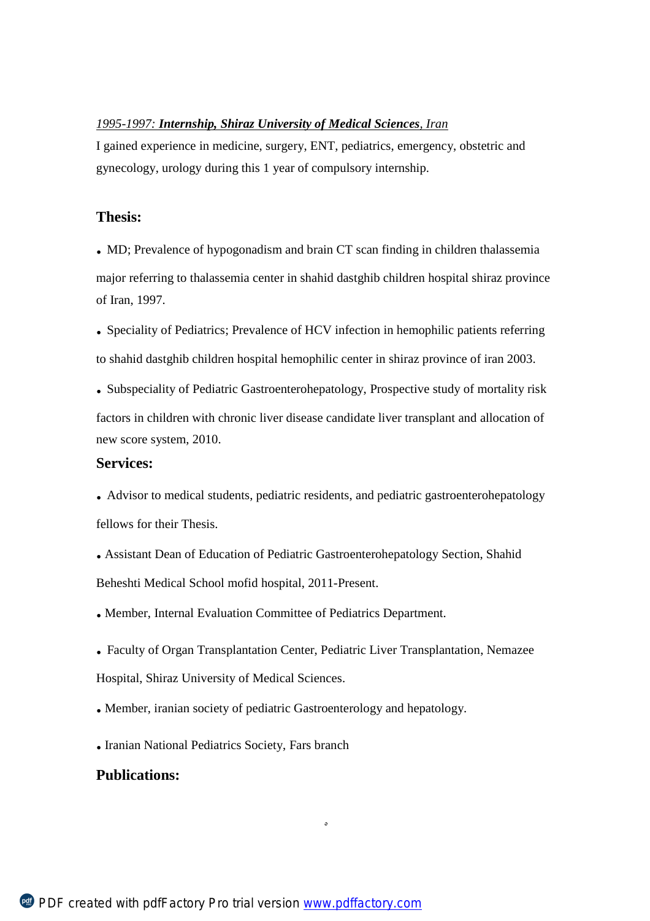*1995-1997: **Internship, Shiraz University of Medical Sciences**, Iran*

I gained experience in medicine, surgery, ENT, pediatrics, emergency, obstetric and gynecology, urology during this 1 year of compulsory internship.

## Thesis:

- MD; Prevalence of hypogonadism and brain CT scan finding in children thalassemia major referring to thalassemia center in shahid dastghib children hospital shiraz province of Iran, 1997.
- Speciality of Pediatrics; Prevalence of HCV infection in hemophilic patients referring to shahid dastghib children hospital hemophilic center in shiraz province of iran 2003.
- Subspeciality of Pediatric Gastroenterohepatology, Prospective study of mortality risk factors in children with chronic liver disease candidate liver transplant and allocation of new score system, 2010.

## Services:

- Advisor to medical students, pediatric residents, and pediatric gastroenterohepatology fellows for their Thesis.
- Assistant Dean of Education of Pediatric Gastroenterohepatology Section, Shahid Beheshti Medical School mofid hospital, 2011-Present.
- Member, Internal Evaluation Committee of Pediatrics Department.
- Faculty of Organ Transplantation Center, Pediatric Liver Transplantation, Nemazee Hospital, Shiraz University of Medical Sciences.
- Member, iranian society of pediatric Gastroenterology and hepatology.
- Iranian National Pediatrics Society, Fars branch

## Publications: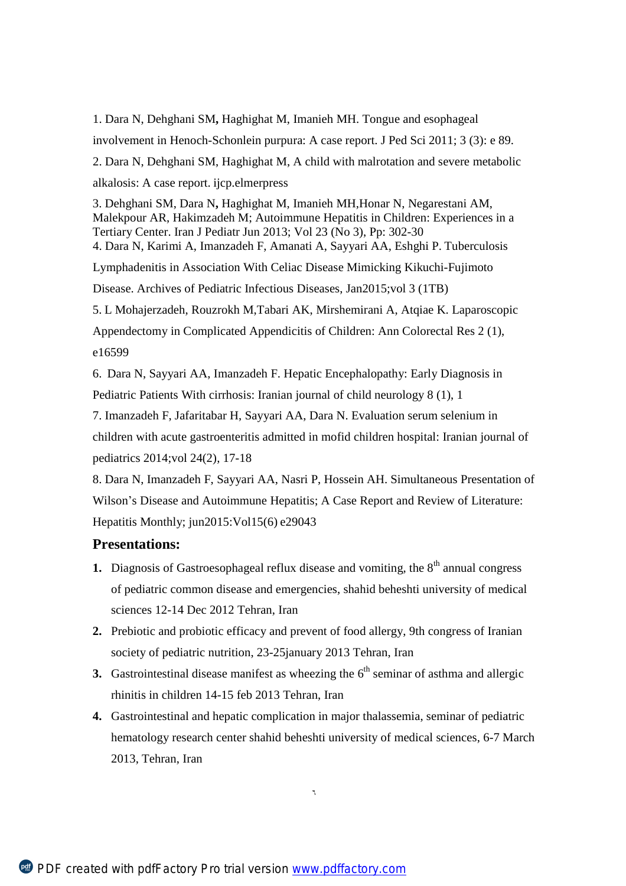1. Dara N, Dehghani SM**,** Haghighat M, Imanieh MH. Tongue and esophageal involvement in Henoch-Schonlein purpura: A case report. J Ped Sci 2011; 3 (3): e 89.

2. Dara N, Dehghani SM, Haghighat M, A child with malrotation and severe metabolic alkalosis: A case report. ijcp.elmerpress

3. Dehghani SM, Dara N**,** Haghighat M, Imanieh MH,Honar N, Negarestani AM, Malekpour AR, Hakimzadeh M; Autoimmune Hepatitis in Children: Experiences in a Tertiary Center. Iran J Pediatr Jun 2013; Vol 23 (No 3), Pp: 302-30

4. Dara N, Karimi A, Imanzadeh F, Amanati A, Sayyari AA, Eshghi P. Tuberculosis Lymphadenitis in Association With Celiac Disease Mimicking Kikuchi-Fujimoto Disease. Archives of Pediatric Infectious Diseases, Jan2015;vol 3 (1TB)

5. L Mohajerzadeh, Rouzrokh M,Tabari AK, Mirshemirani A, Atqiae K. Laparoscopic Appendectomy in Complicated Appendicitis of Children: Ann Colorectal Res 2 (1), e16599

6. Dara N, Sayyari AA, Imanzadeh F. Hepatic Encephalopathy: Early Diagnosis in Pediatric Patients With cirrhosis: Iranian journal of child neurology 8 (1), 1

7. Imanzadeh F, Jafaritabar H, Sayyari AA, Dara N. Evaluation serum selenium in children with acute gastroenteritis admitted in mofid children hospital: Iranian journal of pediatrics 2014;vol 24(2), 17-18

8. Dara N, Imanzadeh F, Sayyari AA, Nasri P, Hossein AH. Simultaneous Presentation of Wilson's Disease and Autoimmune Hepatitis; A Case Report and Review of Literature: Hepatitis Monthly; jun2015:Vol15(6) e29043

## Presentations:

1. Diagnosis of Gastroesophageal reflux disease and vomiting, the 8th annual congress of pediatric common disease and emergencies, shahid beheshti university of medical sciences 12-14 Dec 2012 Tehran, Iran
2. Prebiotic and probiotic efficacy and prevent of food allergy, 9th congress of Iranian society of pediatric nutrition, 23-25january 2013 Tehran, Iran
3. Gastrointestinal disease manifest as wheezing the 6th seminar of asthma and allergic rhinitis in children 14-15 feb 2013 Tehran, Iran
4. Gastrointestinal and hepatic complication in major thalassemia, seminar of pediatric hematology research center shahid beheshti university of medical sciences, 6-7 March 2013, Tehran, Iran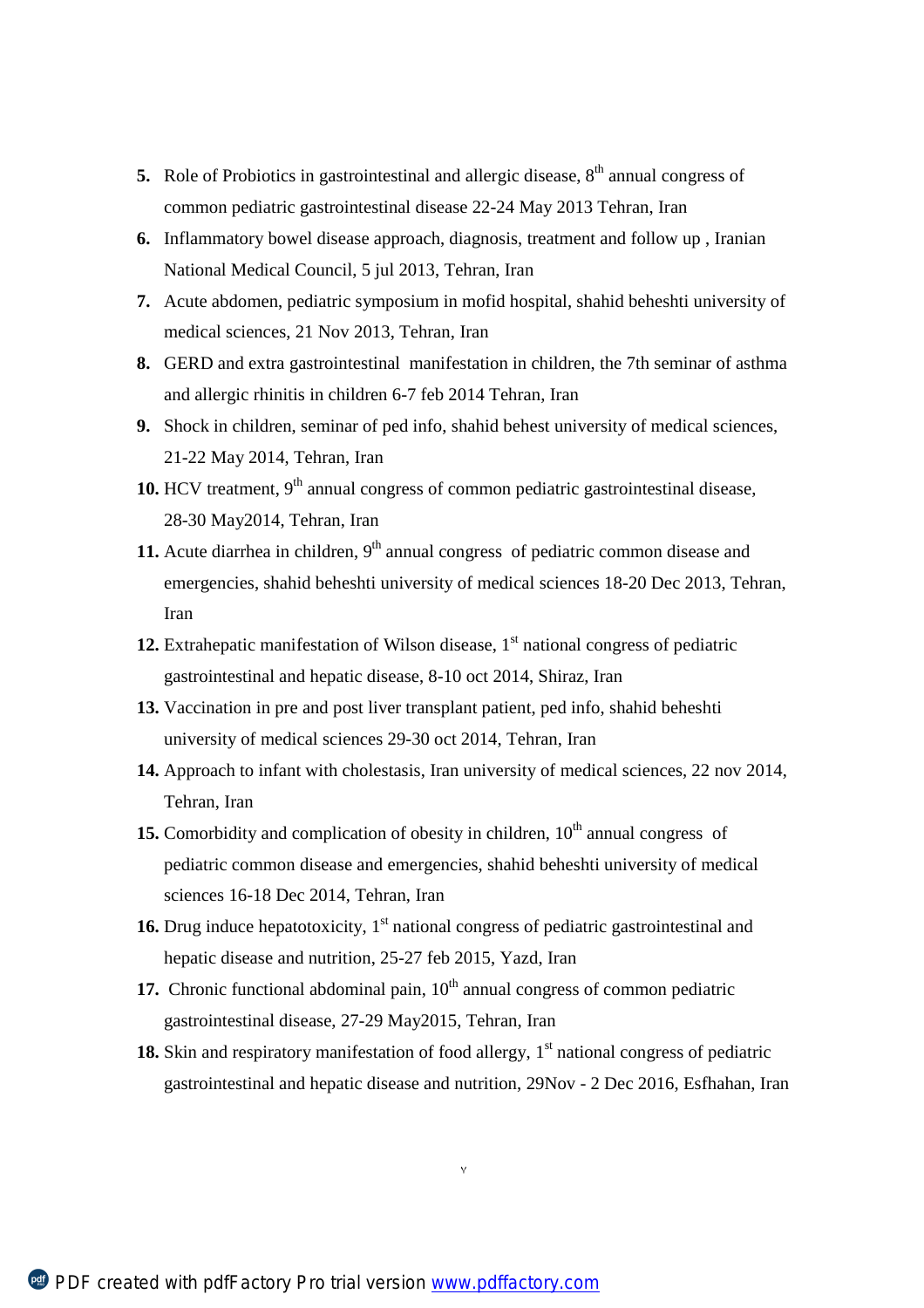5. Role of Probiotics in gastrointestinal and allergic disease, 8$^{th}$ annual congress of common pediatric gastrointestinal disease 22-24 May 2013 Tehran, Iran
6. Inflammatory bowel disease approach, diagnosis, treatment and follow up , Iranian National Medical Council, 5 jul 2013, Tehran, Iran
7. Acute abdomen, pediatric symposium in mofid hospital, shahid beheshti university of medical sciences, 21 Nov 2013, Tehran, Iran
8. GERD and extra gastrointestinal manifestation in children, the 7th seminar of asthma and allergic rhinitis in children 6-7 feb 2014 Tehran, Iran
9. Shock in children, seminar of ped info, shahid behest university of medical sciences, 21-22 May 2014, Tehran, Iran
10. HCV treatment, 9$^{th}$ annual congress of common pediatric gastrointestinal disease, 28-30 May2014, Tehran, Iran
11. Acute diarrhea in children, 9$^{th}$ annual congress of pediatric common disease and emergencies, shahid beheshti university of medical sciences 18-20 Dec 2013, Tehran, Iran
12. Extrahepatic manifestation of Wilson disease, 1$^{st}$ national congress of pediatric gastrointestinal and hepatic disease, 8-10 oct 2014, Shiraz, Iran
13. Vaccination in pre and post liver transplant patient, ped info, shahid beheshti university of medical sciences 29-30 oct 2014, Tehran, Iran
14. Approach to infant with cholestasis, Iran university of medical sciences, 22 nov 2014, Tehran, Iran
15. Comorbidity and complication of obesity in children, 10$^{th}$ annual congress of pediatric common disease and emergencies, shahid beheshti university of medical sciences 16-18 Dec 2014, Tehran, Iran
16. Drug induce hepatotoxicity, 1$^{st}$ national congress of pediatric gastrointestinal and hepatic disease and nutrition, 25-27 feb 2015, Yazd, Iran
17. Chronic functional abdominal pain, 10$^{th}$ annual congress of common pediatric gastrointestinal disease, 27-29 May2015, Tehran, Iran
18. Skin and respiratory manifestation of food allergy, 1$^{st}$ national congress of pediatric gastrointestinal and hepatic disease and nutrition, 29Nov - 2 Dec 2016, Esfhahan, Iran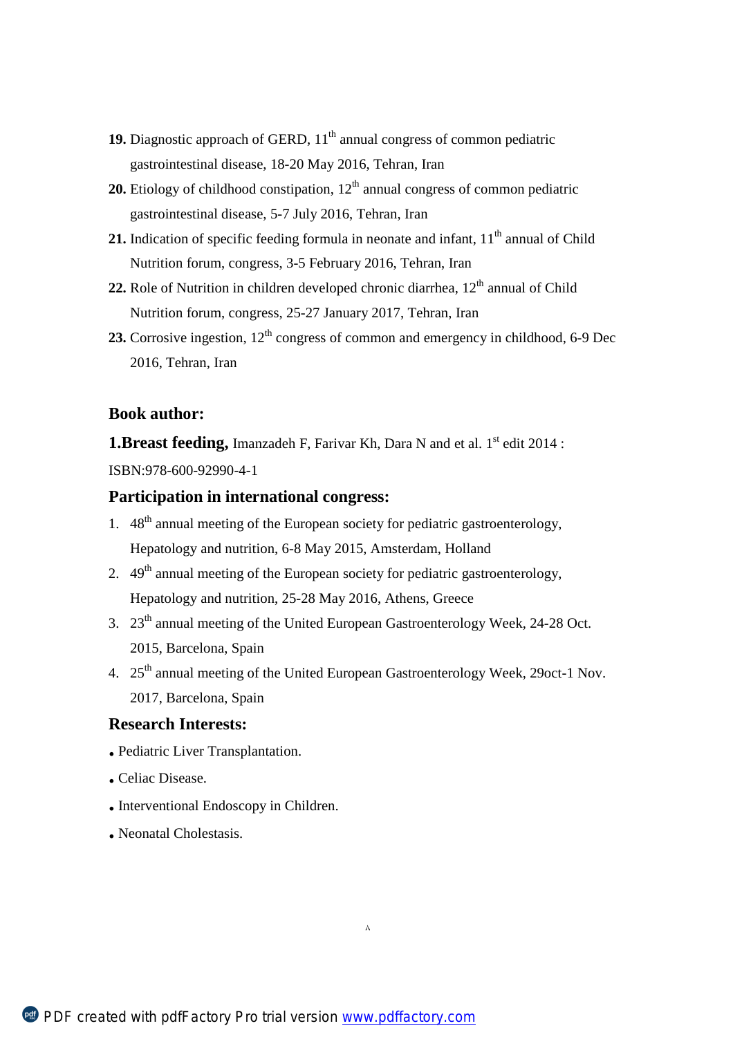**19.** Diagnostic approach of GERD, 11th annual congress of common pediatric gastrointestinal disease, 18-20 May 2016, Tehran, Iran

**20.** Etiology of childhood constipation, 12th annual congress of common pediatric gastrointestinal disease, 5-7 July 2016, Tehran, Iran

**21.** Indication of specific feeding formula in neonate and infant, 11th annual of Child Nutrition forum, congress, 3-5 February 2016, Tehran, Iran

**22.** Role of Nutrition in children developed chronic diarrhea, 12th annual of Child Nutrition forum, congress, 25-27 January 2017, Tehran, Iran

**23.** Corrosive ingestion, 12th congress of common and emergency in childhood, 6-9 Dec 2016, Tehran, Iran

### Book author:

**1.Breast feeding,** Imanzadeh F, Farivar Kh, Dara N and et al. 1st edit 2014 : ISBN:978-600-92990-4-1

### Participation in international congress:

1. 48th annual meeting of the European society for pediatric gastroenterology, Hepatology and nutrition, 6-8 May 2015, Amsterdam, Holland
2. 49th annual meeting of the European society for pediatric gastroenterology, Hepatology and nutrition, 25-28 May 2016, Athens, Greece
3. 23th annual meeting of the United European Gastroenterology Week, 24-28 Oct. 2015, Barcelona, Spain
4. 25th annual meeting of the United European Gastroenterology Week, 29oct-1 Nov. 2017, Barcelona, Spain

### Research Interests:

- Pediatric Liver Transplantation.
- Celiac Disease.
- Interventional Endoscopy in Children.
- Neonatal Cholestasis.